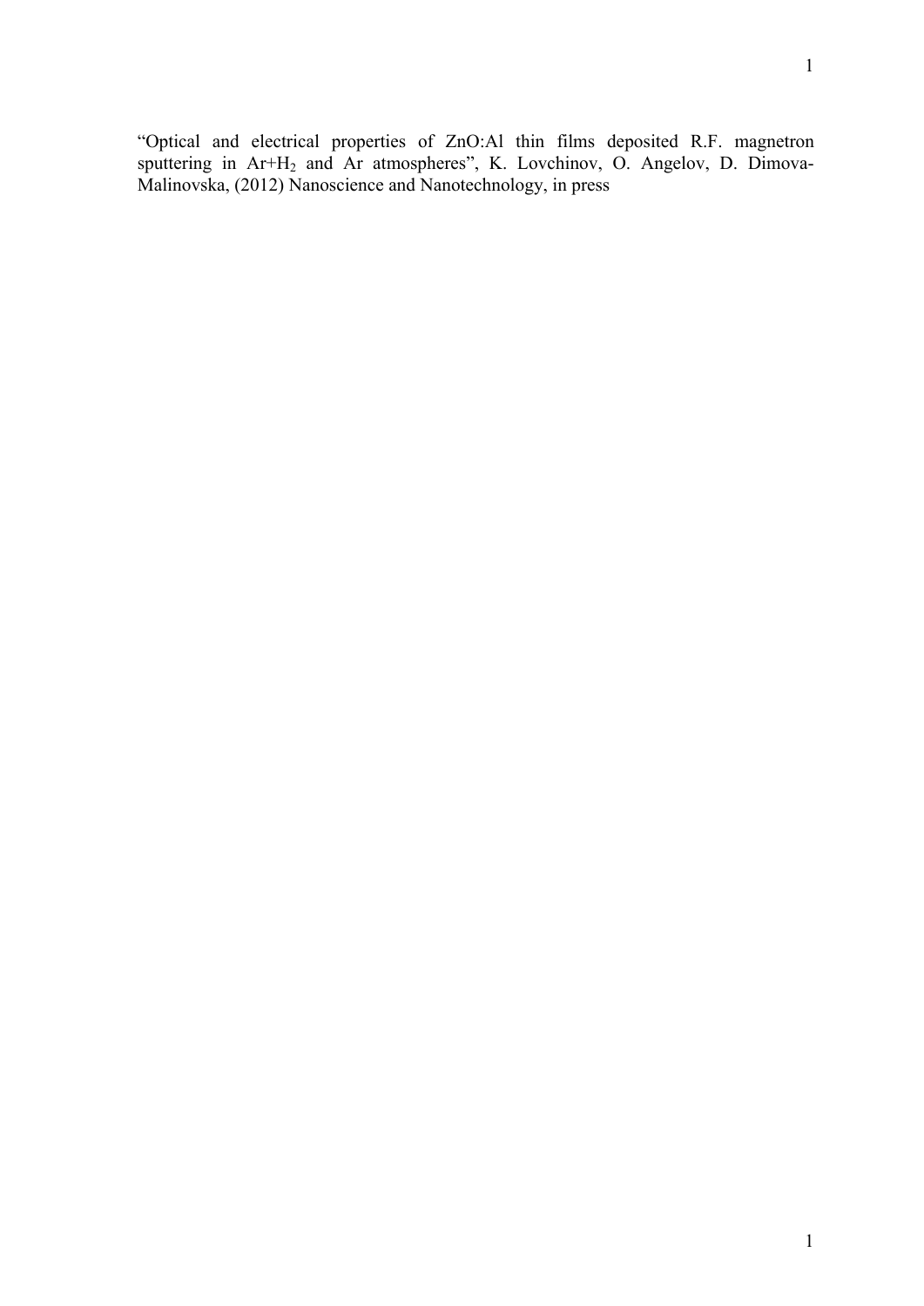"Optical and electrical properties of ZnO:Al thin films deposited R.F. magnetron sputtering in Ar+$H_2$ and Ar atmospheres", K. Lovchinov, O. Angelov, D. Dimova-Malinovska, (2012) Nanoscience and Nanotechnology, in press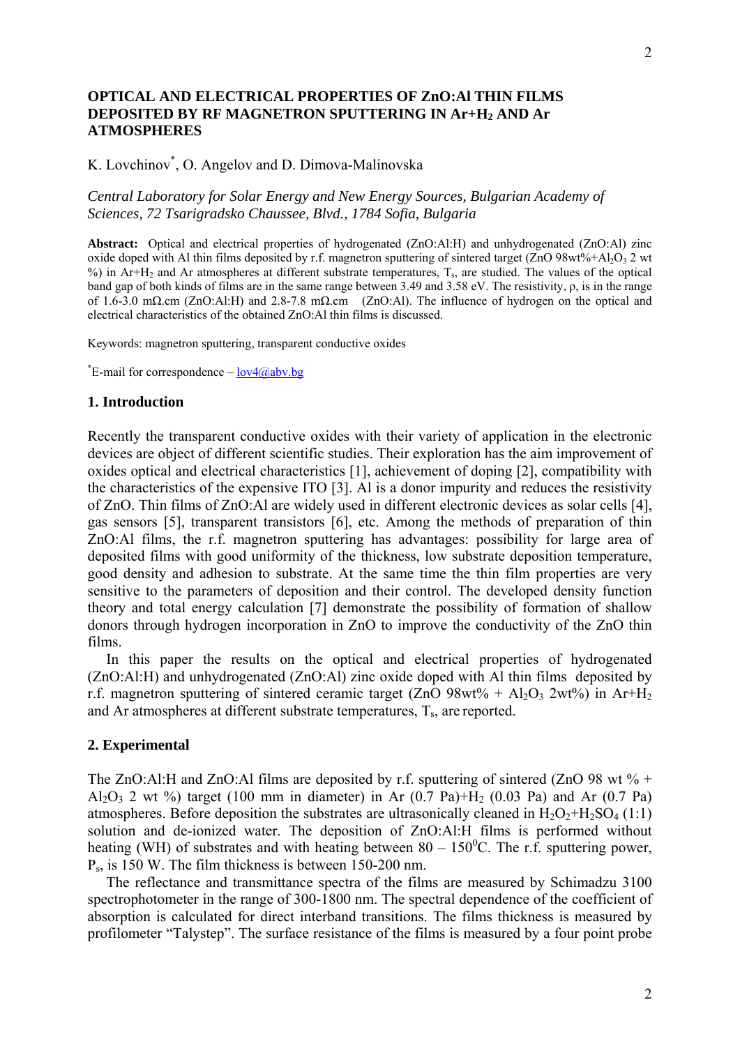# OPTICAL AND ELECTRICAL PROPERTIES OF ZnO:Al THIN FILMS DEPOSITED BY RF MAGNETRON SPUTTERING IN Ar+$H_2$ AND Ar ATMOSPHERES

K. Lovchinov*, O. Angelov and D. Dimova-Malinovska

*Central Laboratory for Solar Energy and New Energy Sources, Bulgarian Academy of Sciences, 72 Tsarigradsko Chaussee, Blvd., 1784 Sofia, Bulgaria*

**Abstract:** Optical and electrical properties of hydrogenated (ZnO:Al:H) and unhydrogenated (ZnO:Al) zinc oxide doped with Al thin films deposited by r.f. magnetron sputtering of sintered target (ZnO 98wt%+$Al_2O_3$ 2 wt %) in Ar+$H_2$ and Ar atmospheres at different substrate temperatures, $T_s$, are studied. The values of the optical band gap of both kinds of films are in the same range between 3.49 and 3.58 eV. The resistivity, ρ, is in the range of 1.6-3.0 mΩ.cm (ZnO:Al:H) and 2.8-7.8 mΩ.cm (ZnO:Al). The influence of hydrogen on the optical and electrical characteristics of the obtained ZnO:Al thin films is discussed.

Keywords: magnetron sputtering, transparent conductive oxides

*E-mail for correspondence – lov4@abv.bg

## 1. Introduction

Recently the transparent conductive oxides with their variety of application in the electronic devices are object of different scientific studies. Their exploration has the aim improvement of oxides optical and electrical characteristics [1], achievement of doping [2], compatibility with the characteristics of the expensive ITO [3]. Al is a donor impurity and reduces the resistivity of ZnO. Thin films of ZnO:Al are widely used in different electronic devices as solar cells [4], gas sensors [5], transparent transistors [6], etc. Among the methods of preparation of thin ZnO:Al films, the r.f. magnetron sputtering has advantages: possibility for large area of deposited films with good uniformity of the thickness, low substrate deposition temperature, good density and adhesion to substrate. At the same time the thin film properties are very sensitive to the parameters of deposition and their control. The developed density function theory and total energy calculation [7] demonstrate the possibility of formation of shallow donors through hydrogen incorporation in ZnO to improve the conductivity of the ZnO thin films.

In this paper the results on the optical and electrical properties of hydrogenated (ZnO:Al:H) and unhydrogenated (ZnO:Al) zinc oxide doped with Al thin films deposited by r.f. magnetron sputtering of sintered ceramic target (ZnO 98wt% + $Al_2O_3$ 2wt%) in Ar+$H_2$ and Ar atmospheres at different substrate temperatures, $T_s$, are reported.

## 2. Experimental

The ZnO:Al:H and ZnO:Al films are deposited by r.f. sputtering of sintered (ZnO 98 wt % + $Al_2O_3$ 2 wt %) target (100 mm in diameter) in Ar (0.7 Pa)+$H_2$ (0.03 Pa) and Ar (0.7 Pa) atmospheres. Before deposition the substrates are ultrasonically cleaned in $H_2O_2$+$H_2SO_4$ (1:1) solution and de-ionized water. The deposition of ZnO:Al:H films is performed without heating (WH) of substrates and with heating between 80 – 150$^0$C. The r.f. sputtering power, $P_s$, is 150 W. The film thickness is between 150-200 nm.

The reflectance and transmittance spectra of the films are measured by Schimadzu 3100 spectrophotometer in the range of 300-1800 nm. The spectral dependence of the coefficient of absorption is calculated for direct interband transitions. The films thickness is measured by profilometer "Talystep". The surface resistance of the films is measured by a four point probe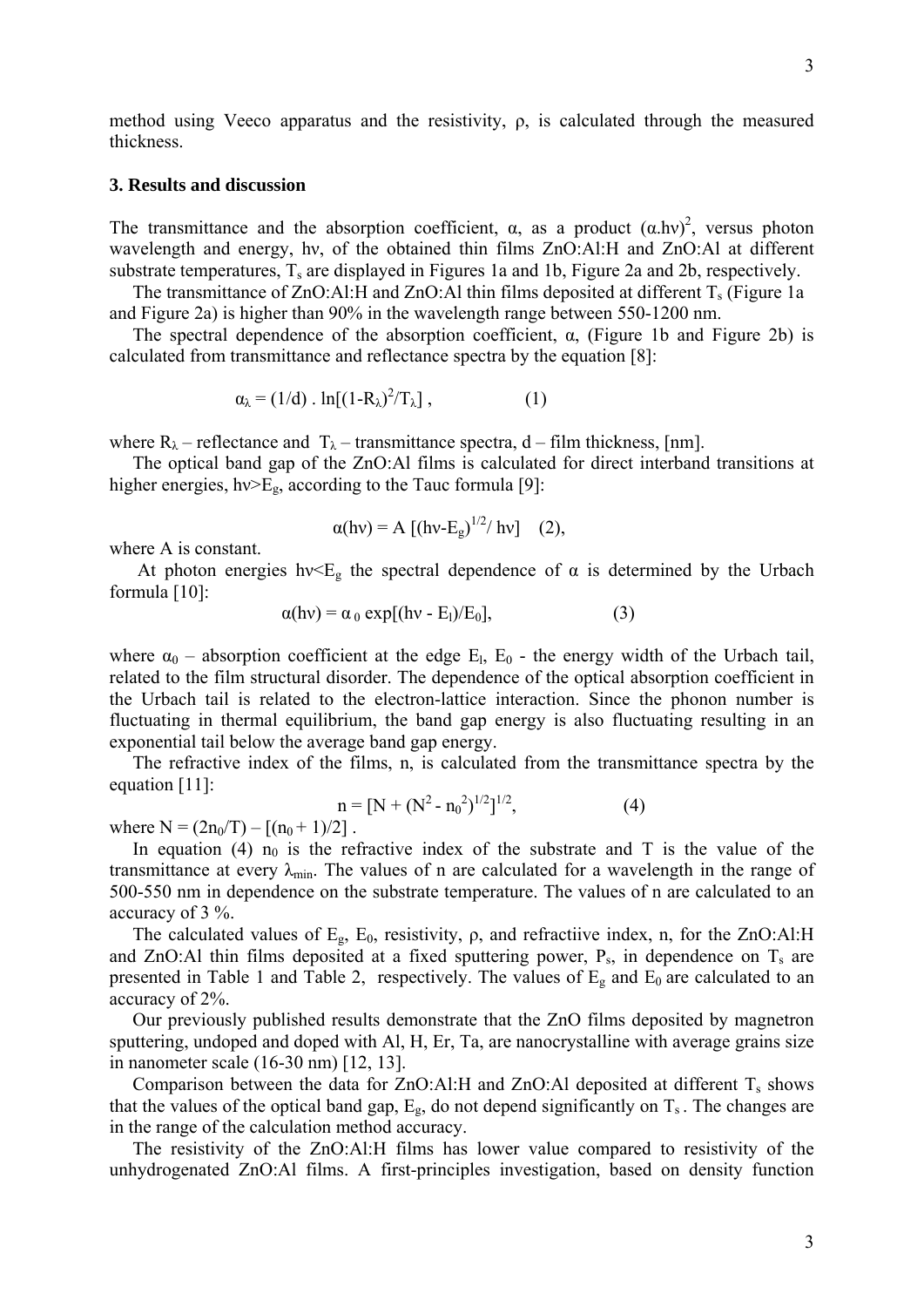method using Veeco apparatus and the resistivity, ρ, is calculated through the measured thickness.

### 3. Results and discussion

The transmittance and the absorption coefficient, α, as a product $(\alpha.h\nu)^2$, versus photon wavelength and energy, hν, of the obtained thin films ZnO:Al:H and ZnO:Al at different substrate temperatures, $T_s$ are displayed in Figures 1a and 1b, Figure 2a and 2b, respectively.

The transmittance of ZnO:Al:H and ZnO:Al thin films deposited at different $T_s$ (Figure 1a and Figure 2a) is higher than 90% in the wavelength range between 550-1200 nm.

The spectral dependence of the absorption coefficient, α, (Figure 1b and Figure 2b) is calculated from transmittance and reflectance spectra by the equation [8]:

$$\alpha_\lambda = (1/d) \cdot \ln[(1-R_\lambda)^2/T_\lambda] , \qquad (1)$$

where $R_\lambda$ – reflectance and $T_\lambda$ – transmittance spectra, d – film thickness, [nm].

The optical band gap of the ZnO:Al films is calculated for direct interband transitions at higher energies, $h\nu > E_g$, according to the Tauc formula [9]:

$$\alpha(h\nu) = A\ [(h\nu - E_g)^{1/2} / h\nu] \qquad (2),$$

where A is constant.

At photon energies $h\nu < E_g$ the spectral dependence of α is determined by the Urbach formula [10]:

$$\alpha(h\nu) = \alpha_0 \exp[(h\nu - E_l)/E_0], \qquad (3)$$

where $\alpha_0$ – absorption coefficient at the edge $E_l$, $E_0$ - the energy width of the Urbach tail, related to the film structural disorder. The dependence of the optical absorption coefficient in the Urbach tail is related to the electron-lattice interaction. Since the phonon number is fluctuating in thermal equilibrium, the band gap energy is also fluctuating resulting in an exponential tail below the average band gap energy.

The refractive index of the films, n, is calculated from the transmittance spectra by the equation [11]:

$$n = [N + (N^2 - n_0^2)^{1/2}]^{1/2}, \qquad (4)$$

where $N = (2n_0/T) - [(n_0 + 1)/2]$ .

In equation (4) $n_0$ is the refractive index of the substrate and T is the value of the transmittance at every $\lambda_{min}$. The values of n are calculated for a wavelength in the range of 500-550 nm in dependence on the substrate temperature. The values of n are calculated to an accuracy of 3 %.

The calculated values of $E_g$, $E_0$, resistivity, ρ, and refractiive index, n, for the ZnO:Al:H and ZnO:Al thin films deposited at a fixed sputtering power, $P_s$, in dependence on $T_s$ are presented in Table 1 and Table 2, respectively. The values of $E_g$ and $E_0$ are calculated to an accuracy of 2%.

Our previously published results demonstrate that the ZnO films deposited by magnetron sputtering, undoped and doped with Al, H, Er, Ta, are nanocrystalline with average grains size in nanometer scale (16-30 nm) [12, 13].

Comparison between the data for ZnO:Al:H and ZnO:Al deposited at different $T_s$ shows that the values of the optical band gap, $E_g$, do not depend significantly on $T_s$ . The changes are in the range of the calculation method accuracy.

The resistivity of the ZnO:Al:H films has lower value compared to resistivity of the unhydrogenated ZnO:Al films. A first-principles investigation, based on density function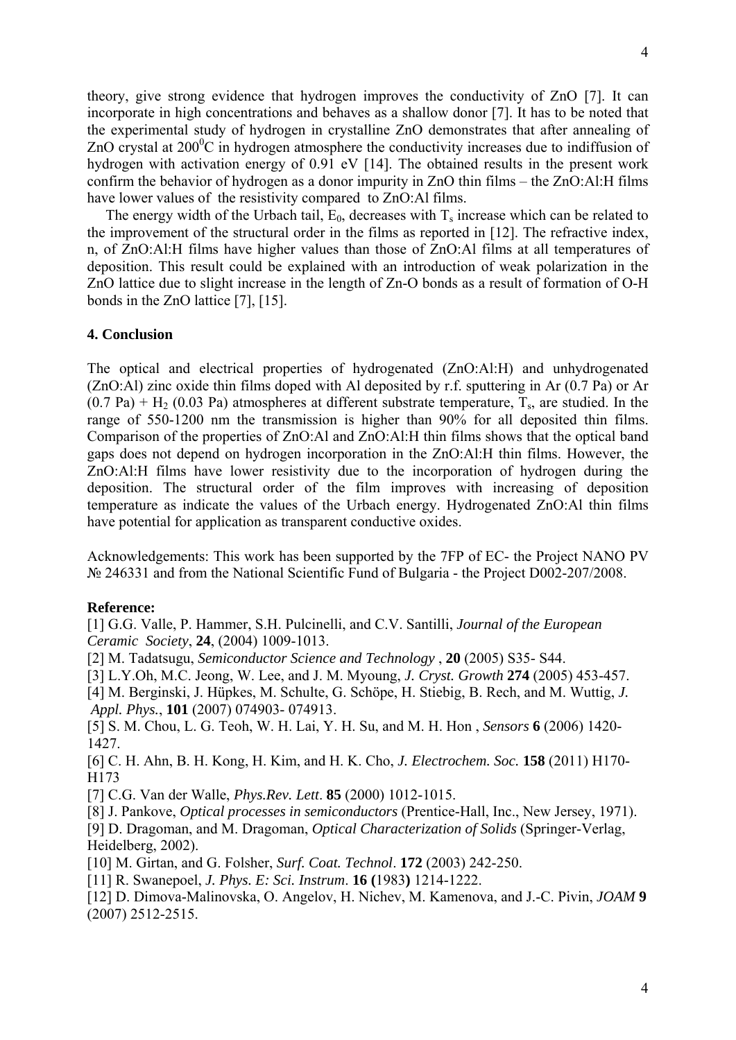theory, give strong evidence that hydrogen improves the conductivity of ZnO [7]. It can incorporate in high concentrations and behaves as a shallow donor [7]. It has to be noted that the experimental study of hydrogen in crystalline ZnO demonstrates that after annealing of ZnO crystal at $200^0$C in hydrogen atmosphere the conductivity increases due to indiffusion of hydrogen with activation energy of 0.91 eV [14]. The obtained results in the present work confirm the behavior of hydrogen as a donor impurity in ZnO thin films – the ZnO:Al:H films have lower values of the resistivity compared to ZnO:Al films.

The energy width of the Urbach tail, $E_0$, decreases with $T_s$ increase which can be related to the improvement of the structural order in the films as reported in [12]. The refractive index, n, of ZnO:Al:H films have higher values than those of ZnO:Al films at all temperatures of deposition. This result could be explained with an introduction of weak polarization in the ZnO lattice due to slight increase in the length of Zn-O bonds as a result of formation of O-H bonds in the ZnO lattice [7], [15].

## 4. Conclusion

The optical and electrical properties of hydrogenated (ZnO:Al:H) and unhydrogenated (ZnO:Al) zinc oxide thin films doped with Al deposited by r.f. sputtering in Ar (0.7 Pa) or Ar (0.7 Pa) + $H_2$ (0.03 Pa) atmospheres at different substrate temperature, $T_s$, are studied. In the range of 550-1200 nm the transmission is higher than 90% for all deposited thin films. Comparison of the properties of ZnO:Al and ZnO:Al:H thin films shows that the optical band gaps does not depend on hydrogen incorporation in the ZnO:Al:H thin films. However, the ZnO:Al:H films have lower resistivity due to the incorporation of hydrogen during the deposition. The structural order of the film improves with increasing of deposition temperature as indicate the values of the Urbach energy. Hydrogenated ZnO:Al thin films have potential for application as transparent conductive oxides.

Acknowledgements: This work has been supported by the 7FP of EC- the Project NANO PV № 246331 and from the National Scientific Fund of Bulgaria - the Project D002-207/2008.

**Reference:**

[1] G.G. Valle, P. Hammer, S.H. Pulcinelli, and C.V. Santilli, *Journal of the European Ceramic Society*, **24**, (2004) 1009-1013.

[2] M. Tadatsugu, *Semiconductor Science and Technology* , **20** (2005) S35- S44.

[3] L.Y.Oh, M.C. Jeong, W. Lee, and J. M. Myoung, *J. Cryst. Growth* **274** (2005) 453-457.

[4] M. Berginski, J. Hüpkes, M. Schulte, G. Schöpe, H. Stiebig, B. Rech, and M. Wuttig, *J. Appl. Phys.*, **101** (2007) 074903- 074913.

[5] S. M. Chou, L. G. Teoh, W. H. Lai, Y. H. Su, and M. H. Hon , *Sensors* **6** (2006) 1420-1427.

[6] C. H. Ahn, B. H. Kong, H. Kim, and H. K. Cho, *J. Electrochem. Soc.* **158** (2011) H170-H173

[7] C.G. Van der Walle, *Phys.Rev. Lett*. **85** (2000) 1012-1015.

[8] J. Pankove, *Optical processes in semiconductors* (Prentice-Hall, Inc., New Jersey, 1971).

[9] D. Dragoman, and M. Dragoman, *Optical Characterization of Solids* (Springer-Verlag, Heidelberg, 2002).

[10] M. Girtan, and G. Folsher, *Surf. Coat. Technol*. **172** (2003) 242-250.

[11] R. Swanepoel, *J. Phys. E: Sci. Instrum*. **16 (**1983**)** 1214-1222.

[12] D. Dimova-Malinovska, O. Angelov, H. Nichev, M. Kamenova, and J.-C. Pivin, *JOAM* **9** (2007) 2512-2515.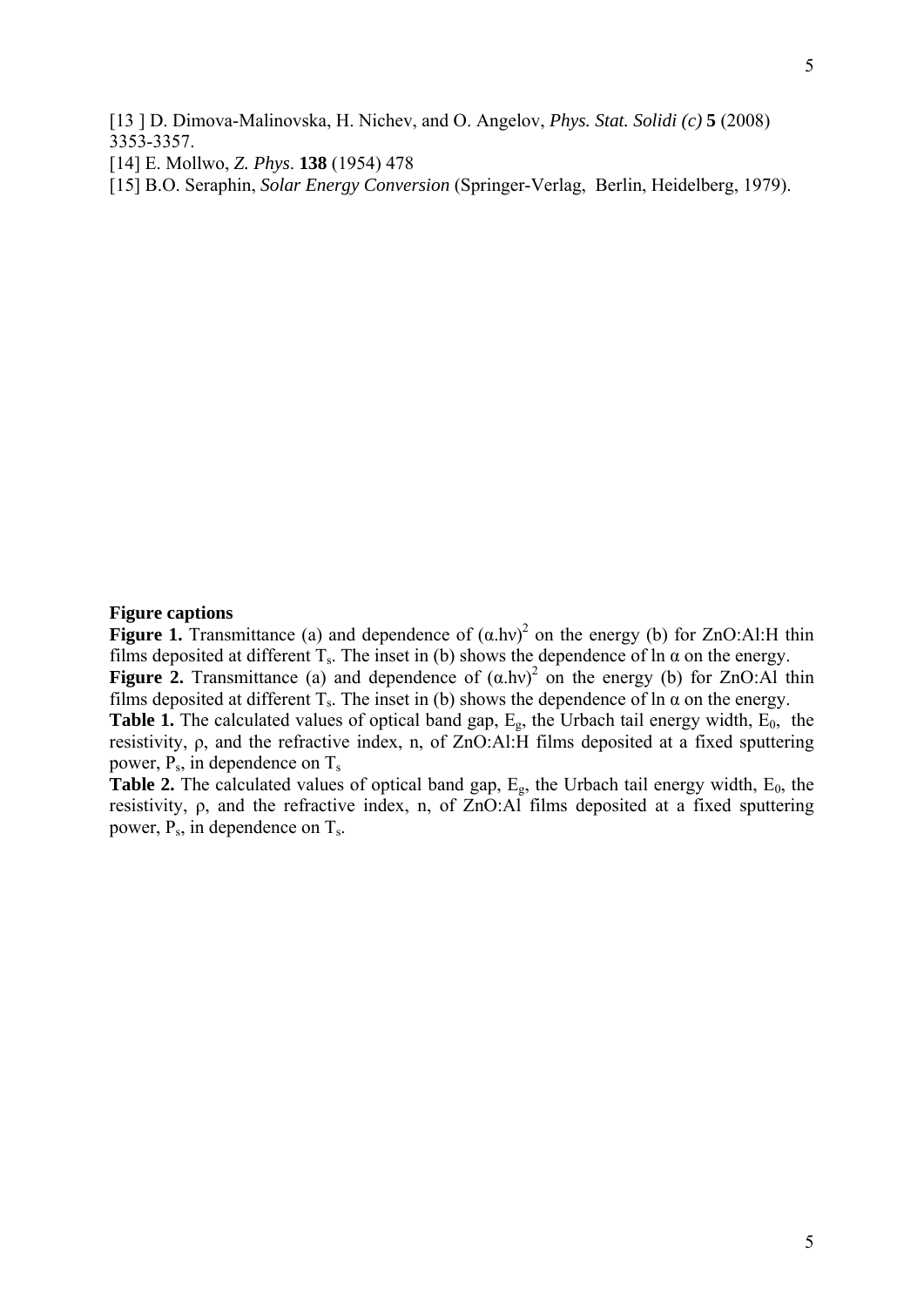[13 ] D. Dimova-Malinovska, H. Nichev, and O. Angelov, *Phys. Stat. Solidi (c)* **5** (2008) 3353-3357.

[14] E. Mollwo, *Z. Phys*. **138** (1954) 478

[15] B.O. Seraphin, *Solar Energy Conversion* (Springer-Verlag, Berlin, Heidelberg, 1979).

**Figure captions**

**Figure 1.** Transmittance (a) and dependence of $(\alpha.h\nu)^2$ on the energy (b) for ZnO:Al:H thin films deposited at different $T_s$. The inset in (b) shows the dependence of ln α on the energy.

**Figure 2.** Transmittance (a) and dependence of $(\alpha.h\nu)^2$ on the energy (b) for ZnO:Al thin films deposited at different $T_s$. The inset in (b) shows the dependence of ln α on the energy.

**Table 1.** The calculated values of optical band gap, $E_g$, the Urbach tail energy width, $E_0$, the resistivity, ρ, and the refractive index, n, of ZnO:Al:H films deposited at a fixed sputtering power, $P_s$, in dependence on $T_s$

**Table 2.** The calculated values of optical band gap, $E_g$, the Urbach tail energy width, $E_0$, the resistivity, ρ, and the refractive index, n, of ZnO:Al films deposited at a fixed sputtering power, $P_s$, in dependence on $T_s$.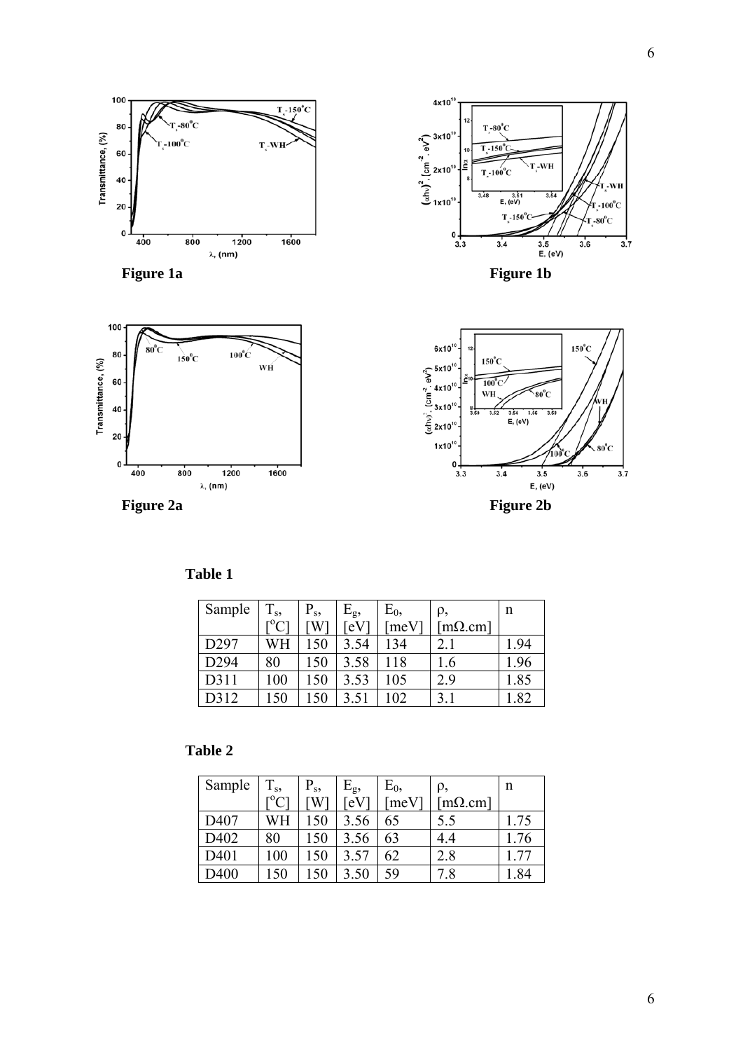100
80
60
40
20
0
Transmittance, (%)
400
800
1200
1600
λ, (nm)
$T_s$-150°C
$T_s$-80°C
$T_s$-100°C
$T_s$-WH

**Figure 1a**

$4x10^{10}$
$3x10^{10}$
$2x10^{10}$
$1x10^{10}$
0
$(\alpha h\nu)^2$, (cm$^{-2}$.eV$^2$)
3.3
3.4
3.5
3.6
3.7
E, (eV)
$T_s$-WH
$T_s$-100°C
$T_s$-80°C
$T_s$-150°C

Inset: lnα; E, (eV); 3.48, 3.51, 3.54; 12, 10, 8; $T_s$-80°C, $T_s$-150°C, $T_s$-WH, $T_s$-100°C

**Figure 1b**

100
80
60
40
20
0
Transmittance, (%)
400
800
1200
1600
λ, (nm)
80°C
150°C
100°C
WH

**Figure 2a**

$6x10^{10}$
$5x10^{10}$
$4x10^{10}$
$3x10^{10}$
$2x10^{10}$
$1x10^{10}$
0
$(\alpha h\nu)^2$, (cm$^{-2}$.eV$^2$)
3.3
3.4
3.5
3.6
3.7
E, (eV)
150°C
WH
100°C
80°C

Inset: lnα; E, (eV); 3.50, 3.52, 3.54, 3.56, 3.58; 12, 10, 8; 150°C, 100°C, WH, 80°C

**Figure 2b**

**Table 1**

| Sample | $T_s$, [°C] | $P_s$, [W] | $E_g$, [eV] | $E_0$, [meV] | ρ, [mΩ.cm] | n |
|---|---|---|---|---|---|---|
| D297 | WH | 150 | 3.54 | 134 | 2.1 | 1.94 |
| D294 | 80 | 150 | 3.58 | 118 | 1.6 | 1.96 |
| D311 | 100 | 150 | 3.53 | 105 | 2.9 | 1.85 |
| D312 | 150 | 150 | 3.51 | 102 | 3.1 | 1.82 |

**Table 2**

| Sample | $T_s$, [°C] | $P_s$, [W] | $E_g$, [eV] | $E_0$, [meV] | ρ, [mΩ.cm] | n |
|---|---|---|---|---|---|---|
| D407 | WH | 150 | 3.56 | 65 | 5.5 | 1.75 |
| D402 | 80 | 150 | 3.56 | 63 | 4.4 | 1.76 |
| D401 | 100 | 150 | 3.57 | 62 | 2.8 | 1.77 |
| D400 | 150 | 150 | 3.50 | 59 | 7.8 | 1.84 |